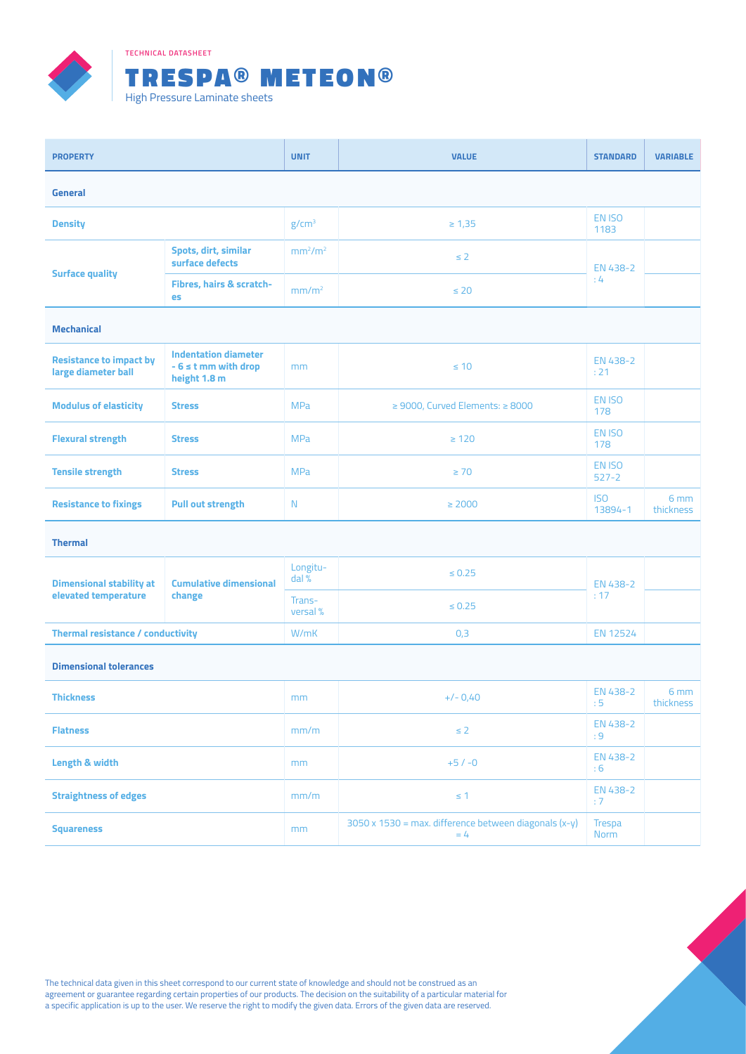TECHNICAL DATASHEET

# TRESPA® METEON®

High Pressure Laminate sheets

| PROPERTY | | UNIT | VALUE | STANDARD | VARIABLE |
|---|---|---|---|---|---|
| **General** | | | | | |
| **Density** | | $g/cm^3$ | ≥ 1,35 | EN ISO 1183 | |
| **Surface quality** | **Spots, dirt, similar surface defects** | $mm^2/m^2$ | ≤ 2 | EN 438-2 : 4 | |
| | **Fibres, hairs & scratches** | $mm/m^2$ | ≤ 20 | | |
| **Mechanical** | | | | | |
| **Resistance to impact by large diameter ball** | **Indentation diameter - 6 ≤ t mm with drop height 1.8 m** | mm | ≤ 10 | EN 438-2 : 21 | |
| **Modulus of elasticity** | **Stress** | MPa | ≥ 9000, Curved Elements: ≥ 8000 | EN ISO 178 | |
| **Flexural strength** | **Stress** | MPa | ≥ 120 | EN ISO 178 | |
| **Tensile strength** | **Stress** | MPa | ≥ 70 | EN ISO 527-2 | |
| **Resistance to fixings** | **Pull out strength** | N | ≥ 2000 | ISO 13894-1 | 6 mm thickness |
| **Thermal** | | | | | |
| **Dimensional stability at elevated temperature** | **Cumulative dimensional change** | Longitudal % | ≤ 0.25 | EN 438-2 : 17 | |
| | | Transversal % | ≤ 0.25 | | |
| **Thermal resistance / conductivity** | | W/mK | 0,3 | EN 12524 | |
| **Dimensional tolerances** | | | | | |
| **Thickness** | | mm | +/- 0,40 | EN 438-2 : 5 | 6 mm thickness |
| **Flatness** | | mm/m | ≤ 2 | EN 438-2 : 9 | |
| **Length & width** | | mm | +5 / -0 | EN 438-2 : 6 | |
| **Straightness of edges** | | mm/m | ≤ 1 | EN 438-2 : 7 | |
| **Squareness** | | mm | 3050 x 1530 = max. difference between diagonals (x-y) = 4 | Trespa Norm | |

The technical data given in this sheet correspond to our current state of knowledge and should not be construed as an agreement or guarantee regarding certain properties of our products. The decision on the suitability of a particular material for a specific application is up to the user. We reserve the right to modify the given data. Errors of the given data are reserved.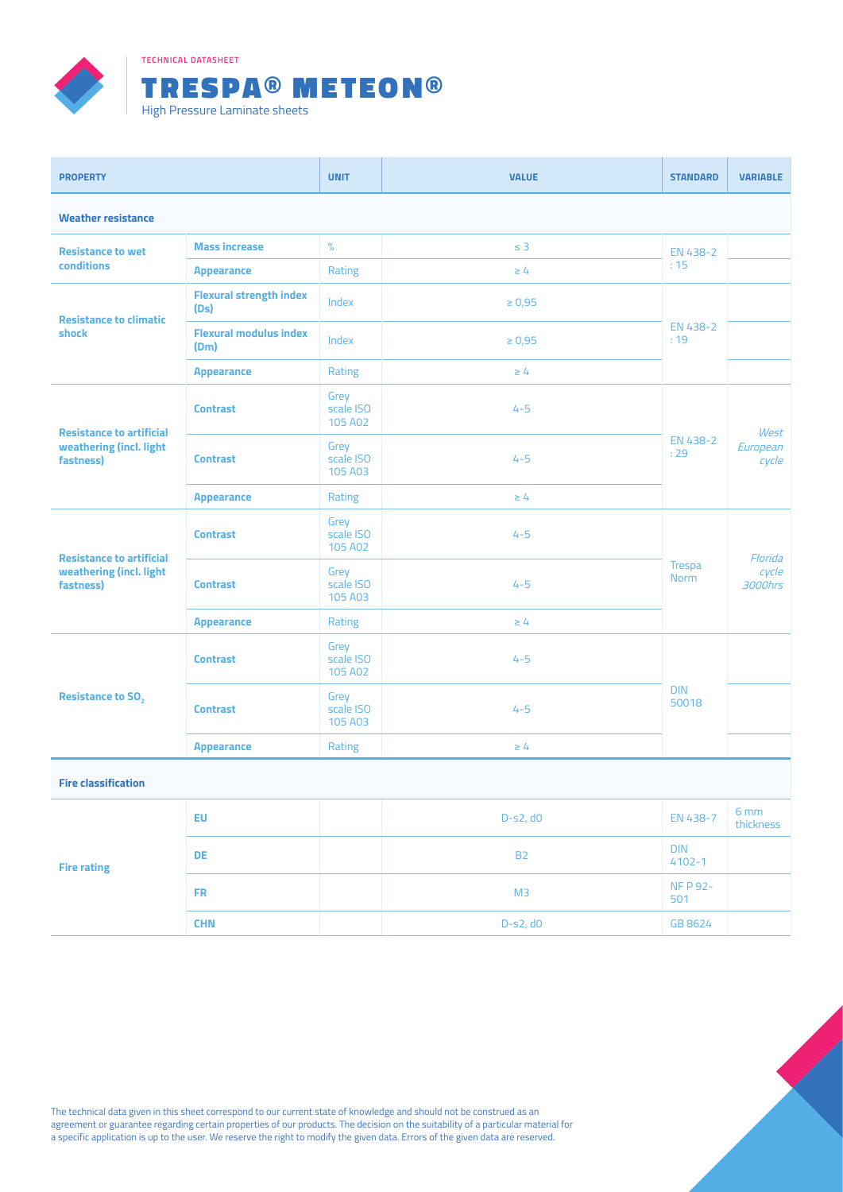TECHNICAL DATASHEET

# TRESPA® METEON®

High Pressure Laminate sheets

| PROPERTY | | UNIT | VALUE | STANDARD | VARIABLE |
|---|---|---|---|---|---|
| **Weather resistance** | | | | | |
| **Resistance to wet conditions** | **Mass increase** | % | ≤ 3 | EN 438-2 : 15 | |
| | **Appearance** | Rating | ≥ 4 | | |
| **Resistance to climatic shock** | **Flexural strength index (Ds)** | Index | ≥ 0,95 | EN 438-2 : 19 | |
| | **Flexural modulus index (Dm)** | Index | ≥ 0,95 | | |
| | **Appearance** | Rating | ≥ 4 | | |
| **Resistance to artificial weathering (incl. light fastness)** | **Contrast** | Grey scale ISO 105 A02 | 4-5 | EN 438-2 : 29 | *West European cycle* |
| | **Contrast** | Grey scale ISO 105 A03 | 4-5 | | |
| | **Appearance** | Rating | ≥ 4 | | |
| **Resistance to artificial weathering (incl. light fastness)** | **Contrast** | Grey scale ISO 105 A02 | 4-5 | Trespa Norm | *Florida cycle 3000hrs* |
| | **Contrast** | Grey scale ISO 105 A03 | 4-5 | | |
| | **Appearance** | Rating | ≥ 4 | | |
| **Resistance to $SO_2$** | **Contrast** | Grey scale ISO 105 A02 | 4-5 | DIN 50018 | |
| | **Contrast** | Grey scale ISO 105 A03 | 4-5 | | |
| | **Appearance** | Rating | ≥ 4 | | |
| **Fire classification** | | | | | |
| **Fire rating** | **EU** | | D-s2, d0 | EN 438-7 | 6 mm thickness |
| | **DE** | | B2 | DIN 4102-1 | |
| | **FR** | | M3 | NF P 92-501 | |
| | **CHN** | | D-s2, d0 | GB 8624 | |

The technical data given in this sheet correspond to our current state of knowledge and should not be construed as an agreement or guarantee regarding certain properties of our products. The decision on the suitability of a particular material for a specific application is up to the user. We reserve the right to modify the given data. Errors of the given data are reserved.